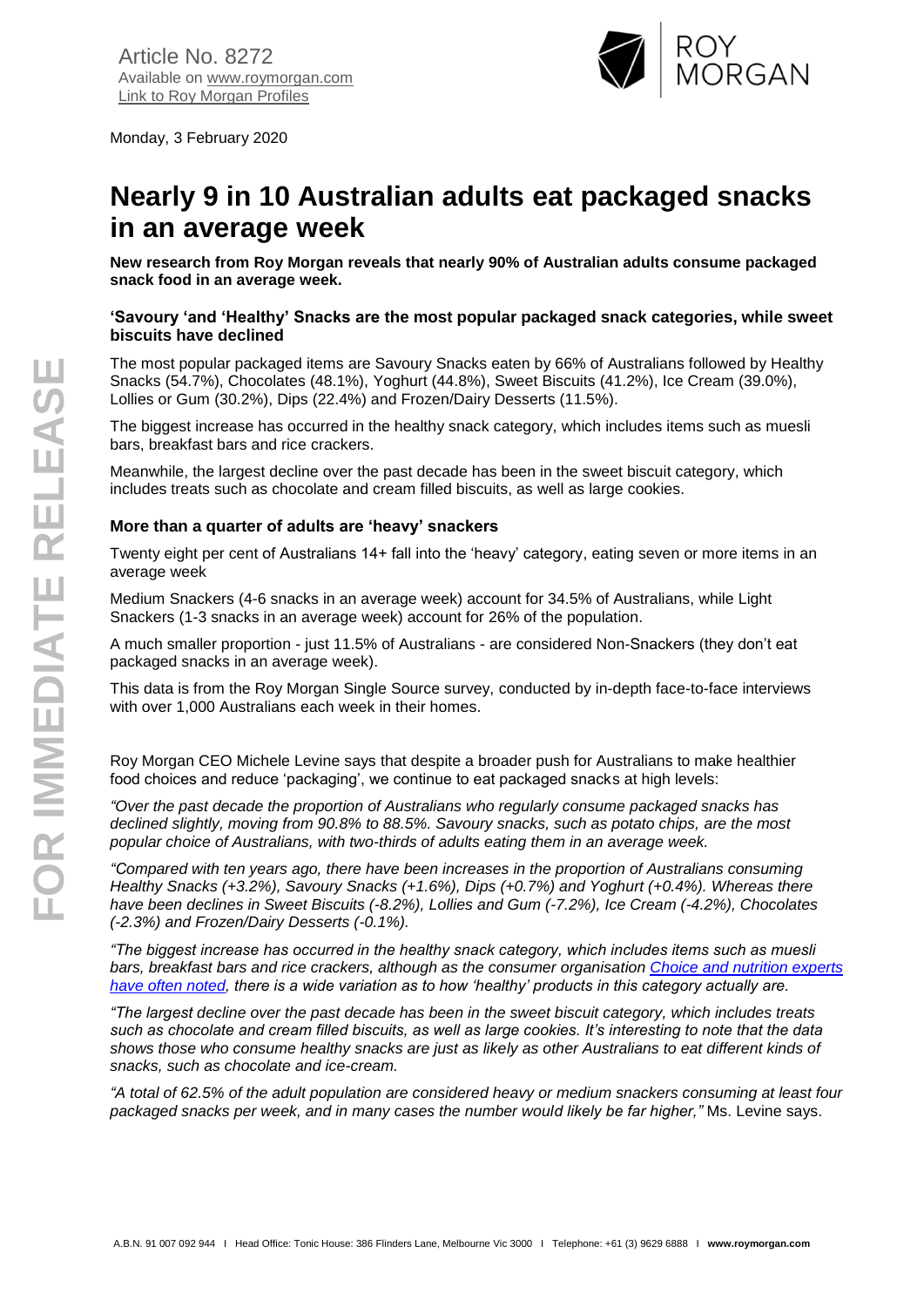Article No. 8272
Available on [www.roymorgan.com](www.roymorgan.com)
[Link to Roy Morgan Profiles]

Monday, 3 February 2020

# Nearly 9 in 10 Australian adults eat packaged snacks in an average week

**New research from Roy Morgan reveals that nearly 90% of Australian adults consume packaged snack food in an average week.**

### 'Savoury 'and 'Healthy' Snacks are the most popular packaged snack categories, while sweet biscuits have declined

The most popular packaged items are Savoury Snacks eaten by 66% of Australians followed by Healthy Snacks (54.7%), Chocolates (48.1%), Yoghurt (44.8%), Sweet Biscuits (41.2%), Ice Cream (39.0%), Lollies or Gum (30.2%), Dips (22.4%) and Frozen/Dairy Desserts (11.5%).

The biggest increase has occurred in the healthy snack category, which includes items such as muesli bars, breakfast bars and rice crackers.

Meanwhile, the largest decline over the past decade has been in the sweet biscuit category, which includes treats such as chocolate and cream filled biscuits, as well as large cookies.

### More than a quarter of adults are 'heavy' snackers

Twenty eight per cent of Australians 14+ fall into the 'heavy' category, eating seven or more items in an average week

Medium Snackers (4-6 snacks in an average week) account for 34.5% of Australians, while Light Snackers (1-3 snacks in an average week) account for 26% of the population.

A much smaller proportion - just 11.5% of Australians - are considered Non-Snackers (they don't eat packaged snacks in an average week).

This data is from the Roy Morgan Single Source survey, conducted by in-depth face-to-face interviews with over 1,000 Australians each week in their homes.

Roy Morgan CEO Michele Levine says that despite a broader push for Australians to make healthier food choices and reduce 'packaging', we continue to eat packaged snacks at high levels:

*"Over the past decade the proportion of Australians who regularly consume packaged snacks has declined slightly, moving from 90.8% to 88.5%. Savoury snacks, such as potato chips, are the most popular choice of Australians, with two-thirds of adults eating them in an average week.*

*"Compared with ten years ago, there have been increases in the proportion of Australians consuming Healthy Snacks (+3.2%), Savoury Snacks (+1.6%), Dips (+0.7%) and Yoghurt (+0.4%). Whereas there have been declines in Sweet Biscuits (-8.2%), Lollies and Gum (-7.2%), Ice Cream (-4.2%), Chocolates (-2.3%) and Frozen/Dairy Desserts (-0.1%).*

*"The biggest increase has occurred in the healthy snack category, which includes items such as muesli bars, breakfast bars and rice crackers, although as the consumer organisation [Choice and nutrition experts have often noted], there is a wide variation as to how 'healthy' products in this category actually are.*

*"The largest decline over the past decade has been in the sweet biscuit category, which includes treats such as chocolate and cream filled biscuits, as well as large cookies. It's interesting to note that the data shows those who consume healthy snacks are just as likely as other Australians to eat different kinds of snacks, such as chocolate and ice-cream.*

*"A total of 62.5% of the adult population are considered heavy or medium snackers consuming at least four packaged snacks per week, and in many cases the number would likely be far higher,"* Ms. Levine says.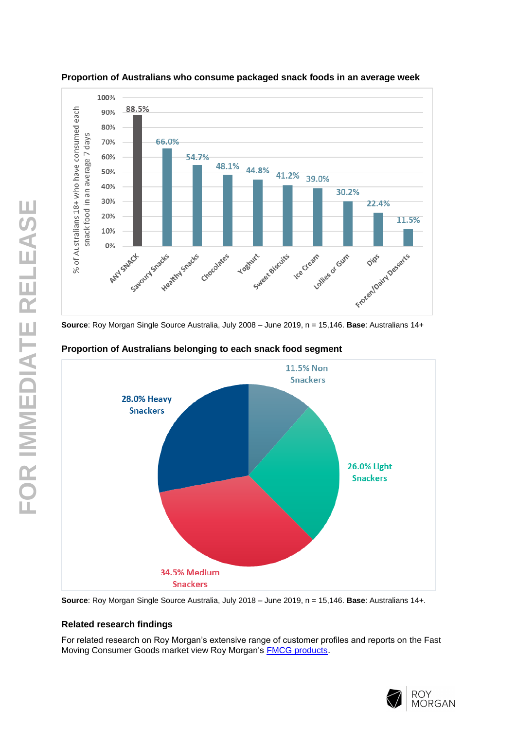**Proportion of Australians who consume packaged snack foods in an average week**

| Snack food | % of Australians 18+ who have consumed each snack food in an average 7 days |
|---|---|
| ANY SNACK | 88.5% |
| Savoury Snacks | 66.0% |
| Healthy Snacks | 54.7% |
| Chocolates | 48.1% |
| Yoghurt | 44.8% |
| Sweet Biscuits | 41.2% |
| Ice Cream | 39.0% |
| Lollies or Gum | 30.2% |
| Dips | 22.4% |
| Frozen/Dairy Desserts | 11.5% |

**Source**: Roy Morgan Single Source Australia, July 2008 – June 2019, n = 15,146. **Base**: Australians 14+

**Proportion of Australians belonging to each snack food segment**

| Segment | Proportion |
|---|---|
| Non Snackers | 11.5% |
| Light Snackers | 26.0% |
| Medium Snackers | 34.5% |
| Heavy Snackers | 28.0% |

**Source**: Roy Morgan Single Source Australia, July 2018 – June 2019, n = 15,146. **Base**: Australians 14+.

### Related research findings

For related research on Roy Morgan's extensive range of customer profiles and reports on the Fast Moving Consumer Goods market view Roy Morgan's FMCG products.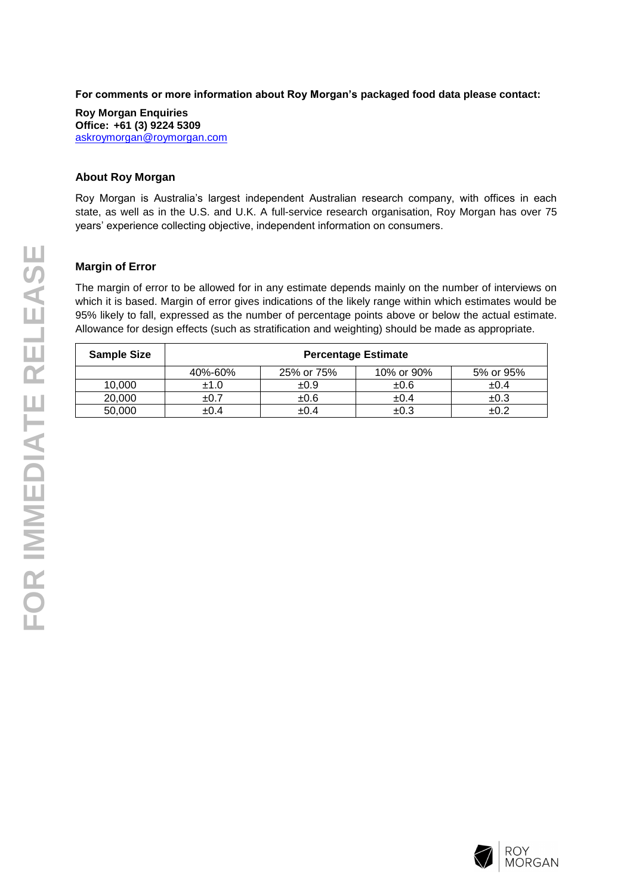**For comments or more information about Roy Morgan's packaged food data please contact:**

**Roy Morgan Enquiries**
**Office: +61 (3) 9224 5309**
askroymorgan@roymorgan.com

## About Roy Morgan

Roy Morgan is Australia's largest independent Australian research company, with offices in each state, as well as in the U.S. and U.K. A full-service research organisation, Roy Morgan has over 75 years' experience collecting objective, independent information on consumers.

## Margin of Error

The margin of error to be allowed for in any estimate depends mainly on the number of interviews on which it is based. Margin of error gives indications of the likely range within which estimates would be 95% likely to fall, expressed as the number of percentage points above or below the actual estimate. Allowance for design effects (such as stratification and weighting) should be made as appropriate.

| Sample Size | Percentage Estimate | | | |
|---|---|---|---|---|
| | 40%-60% | 25% or 75% | 10% or 90% | 5% or 95% |
| 10,000 | ±1.0 | ±0.9 | ±0.6 | ±0.4 |
| 20,000 | ±0.7 | ±0.6 | ±0.4 | ±0.3 |
| 50,000 | ±0.4 | ±0.4 | ±0.3 | ±0.2 |